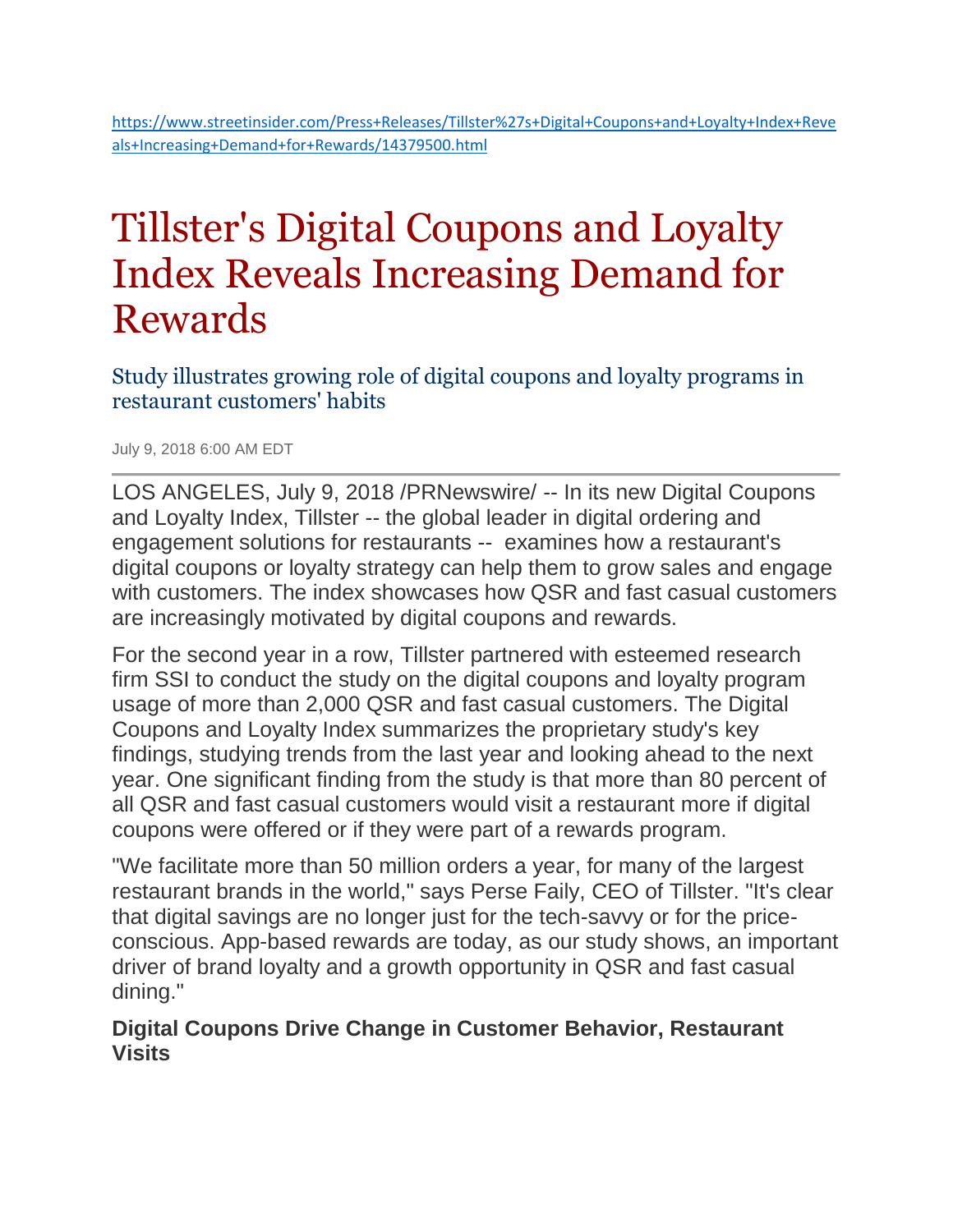https://www.streetinsider.com/Press+Releases/Tillster%27s+Digital+Coupons+and+Loyalty+Index+Reveals+Increasing+Demand+for+Rewards/14379500.html

# Tillster's Digital Coupons and Loyalty Index Reveals Increasing Demand for Rewards

## Study illustrates growing role of digital coupons and loyalty programs in restaurant customers' habits

July 9, 2018 6:00 AM EDT

---

LOS ANGELES, July 9, 2018 /PRNewswire/ -- In its new Digital Coupons and Loyalty Index, Tillster -- the global leader in digital ordering and engagement solutions for restaurants -- examines how a restaurant's digital coupons or loyalty strategy can help them to grow sales and engage with customers. The index showcases how QSR and fast casual customers are increasingly motivated by digital coupons and rewards.

For the second year in a row, Tillster partnered with esteemed research firm SSI to conduct the study on the digital coupons and loyalty program usage of more than 2,000 QSR and fast casual customers. The Digital Coupons and Loyalty Index summarizes the proprietary study's key findings, studying trends from the last year and looking ahead to the next year. One significant finding from the study is that more than 80 percent of all QSR and fast casual customers would visit a restaurant more if digital coupons were offered or if they were part of a rewards program.

"We facilitate more than 50 million orders a year, for many of the largest restaurant brands in the world," says Perse Faily, CEO of Tillster. "It's clear that digital savings are no longer just for the tech-savvy or for the price-conscious. App-based rewards are today, as our study shows, an important driver of brand loyalty and a growth opportunity in QSR and fast casual dining."

**Digital Coupons Drive Change in Customer Behavior, Restaurant Visits**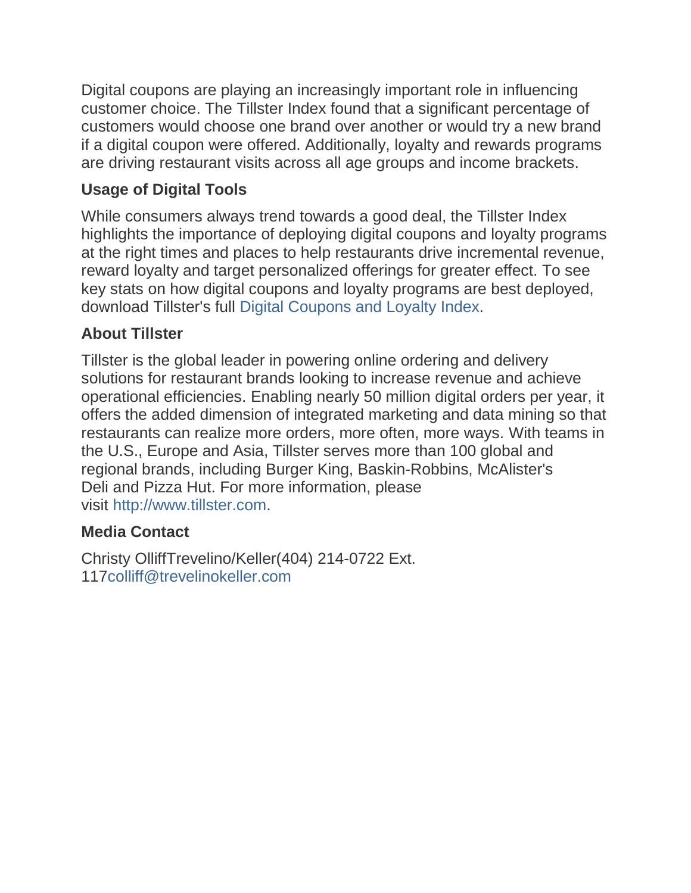Digital coupons are playing an increasingly important role in influencing customer choice. The Tillster Index found that a significant percentage of customers would choose one brand over another or would try a new brand if a digital coupon were offered. Additionally, loyalty and rewards programs are driving restaurant visits across all age groups and income brackets.

**Usage of Digital Tools**

While consumers always trend towards a good deal, the Tillster Index highlights the importance of deploying digital coupons and loyalty programs at the right times and places to help restaurants drive incremental revenue, reward loyalty and target personalized offerings for greater effect. To see key stats on how digital coupons and loyalty programs are best deployed, download Tillster's full Digital Coupons and Loyalty Index.

**About Tillster**

Tillster is the global leader in powering online ordering and delivery solutions for restaurant brands looking to increase revenue and achieve operational efficiencies. Enabling nearly 50 million digital orders per year, it offers the added dimension of integrated marketing and data mining so that restaurants can realize more orders, more often, more ways. With teams in the U.S., Europe and Asia, Tillster serves more than 100 global and regional brands, including Burger King, Baskin-Robbins, McAlister's Deli and Pizza Hut. For more information, please visit http://www.tillster.com.

**Media Contact**

Christy OlliffTrevelino/Keller(404) 214-0722 Ext. 117colliff@trevelinokeller.com